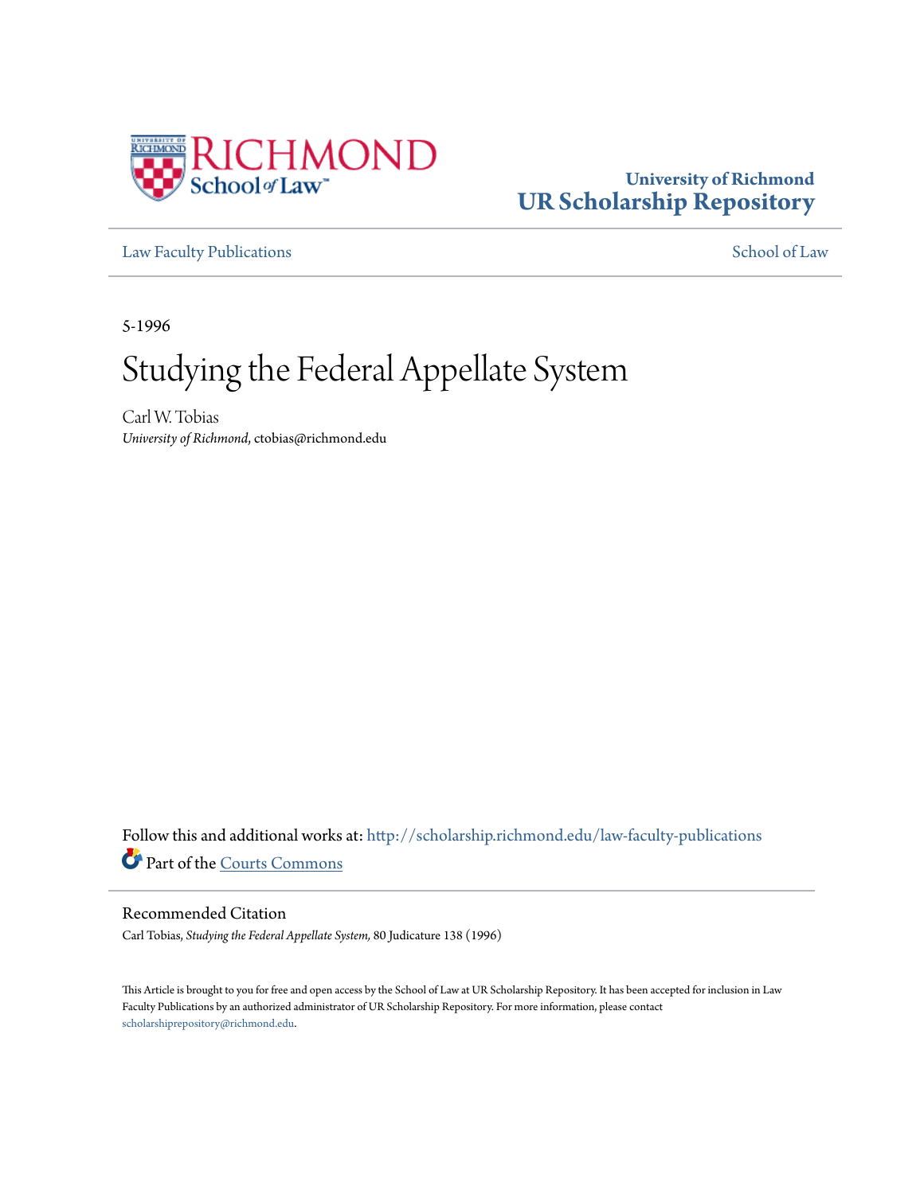University of Richmond
# UR Scholarship Repository

Law Faculty Publications | School of Law

5-1996

# Studying the Federal Appellate System

Carl W. Tobias
*University of Richmond*, ctobias@richmond.edu

Follow this and additional works at: http://scholarship.richmond.edu/law-faculty-publications

Part of the Courts Commons

## Recommended Citation

Carl Tobias, *Studying the Federal Appellate System,* 80 Judicature 138 (1996)

This Article is brought to you for free and open access by the School of Law at UR Scholarship Repository. It has been accepted for inclusion in Law Faculty Publications by an authorized administrator of UR Scholarship Repository. For more information, please contact scholarshiprepository@richmond.edu.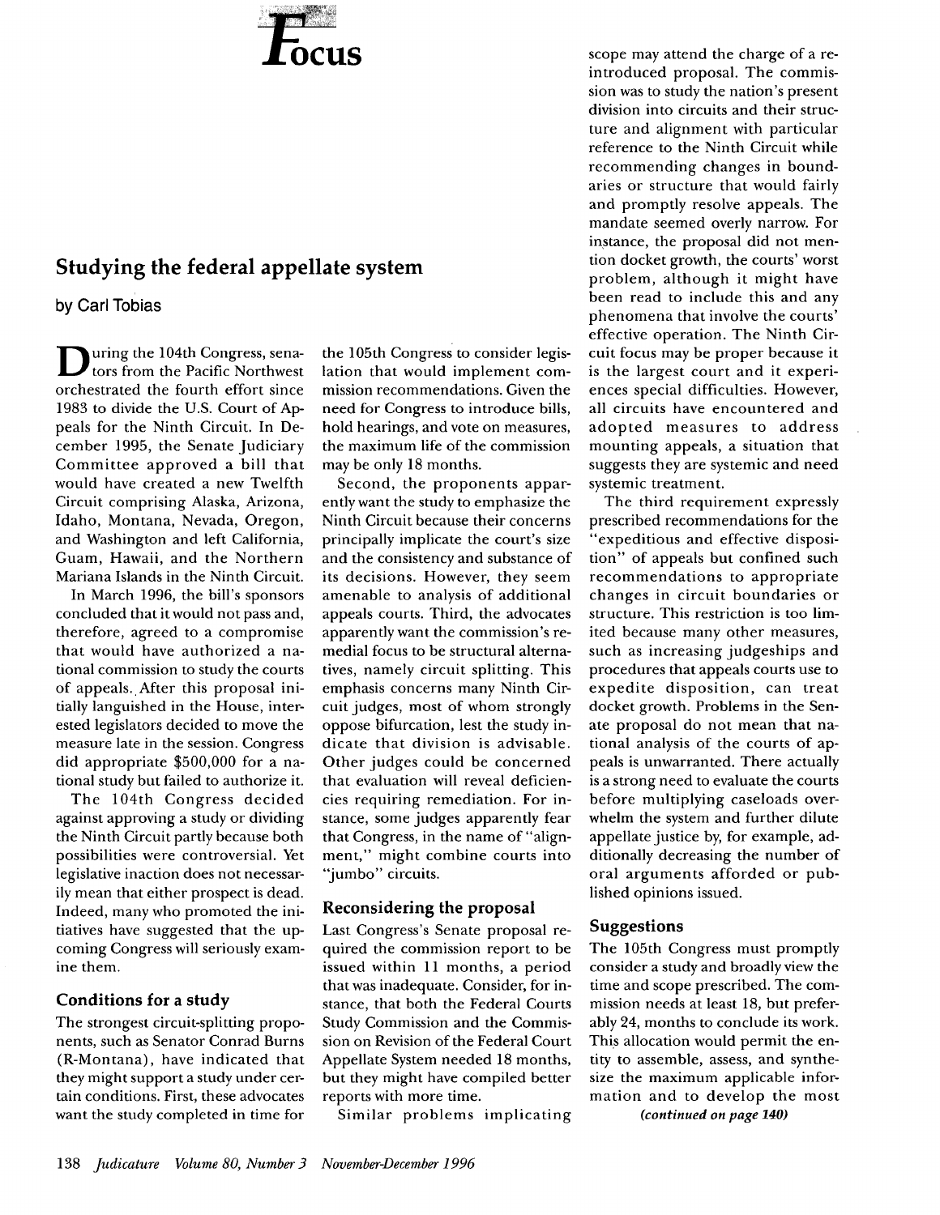# Focus

## Studying the federal appellate system

**by Carl Tobias**

During the 104th Congress, senators from the Pacific Northwest orchestrated the fourth effort since 1983 to divide the U.S. Court of Appeals for the Ninth Circuit. In December 1995, the Senate Judiciary Committee approved a bill that would have created a new Twelfth Circuit comprising Alaska, Arizona, Idaho, Montana, Nevada, Oregon, and Washington and left California, Guam, Hawaii, and the Northern Mariana Islands in the Ninth Circuit.

In March 1996, the bill's sponsors concluded that it would not pass and, therefore, agreed to a compromise that would have authorized a national commission to study the courts of appeals. After this proposal initially languished in the House, interested legislators decided to move the measure late in the session. Congress did appropriate $500,000 for a national study but failed to authorize it.

The 104th Congress decided against approving a study or dividing the Ninth Circuit partly because both possibilities were controversial. Yet legislative inaction does not necessarily mean that either prospect is dead. Indeed, many who promoted the initiatives have suggested that the upcoming Congress will seriously examine them.

### Conditions for a study

The strongest circuit-splitting proponents, such as Senator Conrad Burns (R-Montana), have indicated that they might support a study under certain conditions. First, these advocates want the study completed in time for the 105th Congress to consider legislation that would implement commission recommendations. Given the need for Congress to introduce bills, hold hearings, and vote on measures, the maximum life of the commission may be only 18 months.

Second, the proponents apparently want the study to emphasize the Ninth Circuit because their concerns principally implicate the court's size and the consistency and substance of its decisions. However, they seem amenable to analysis of additional appeals courts. Third, the advocates apparently want the commission's remedial focus to be structural alternatives, namely circuit splitting. This emphasis concerns many Ninth Circuit judges, most of whom strongly oppose bifurcation, lest the study indicate that division is advisable. Other judges could be concerned that evaluation will reveal deficiencies requiring remediation. For instance, some judges apparently fear that Congress, in the name of "alignment," might combine courts into "jumbo" circuits.

### Reconsidering the proposal

Last Congress's Senate proposal required the commission report to be issued within 11 months, a period that was inadequate. Consider, for instance, that both the Federal Courts Study Commission and the Commission on Revision of the Federal Court Appellate System needed 18 months, but they might have compiled better reports with more time.

Similar problems implicating scope may attend the charge of a reintroduced proposal. The commission was to study the nation's present division into circuits and their structure and alignment with particular reference to the Ninth Circuit while recommending changes in boundaries or structure that would fairly and promptly resolve appeals. The mandate seemed overly narrow. For instance, the proposal did not mention docket growth, the courts' worst problem, although it might have been read to include this and any phenomena that involve the courts' effective operation. The Ninth Circuit focus may be proper because it is the largest court and it experiences special difficulties. However, all circuits have encountered and adopted measures to address mounting appeals, a situation that suggests they are systemic and need systemic treatment.

The third requirement expressly prescribed recommendations for the "expeditious and effective disposition" of appeals but confined such recommendations to appropriate changes in circuit boundaries or structure. This restriction is too limited because many other measures, such as increasing judgeships and procedures that appeals courts use to expedite disposition, can treat docket growth. Problems in the Senate proposal do not mean that national analysis of the courts of appeals is unwarranted. There actually is a strong need to evaluate the courts before multiplying caseloads overwhelm the system and further dilute appellate justice by, for example, additionally decreasing the number of oral arguments afforded or published opinions issued.

### Suggestions

The 105th Congress must promptly consider a study and broadly view the time and scope prescribed. The commission needs at least 18, but preferably 24, months to conclude its work. This allocation would permit the entity to assemble, assess, and synthesize the maximum applicable information and to develop the most

*(continued on page 140)*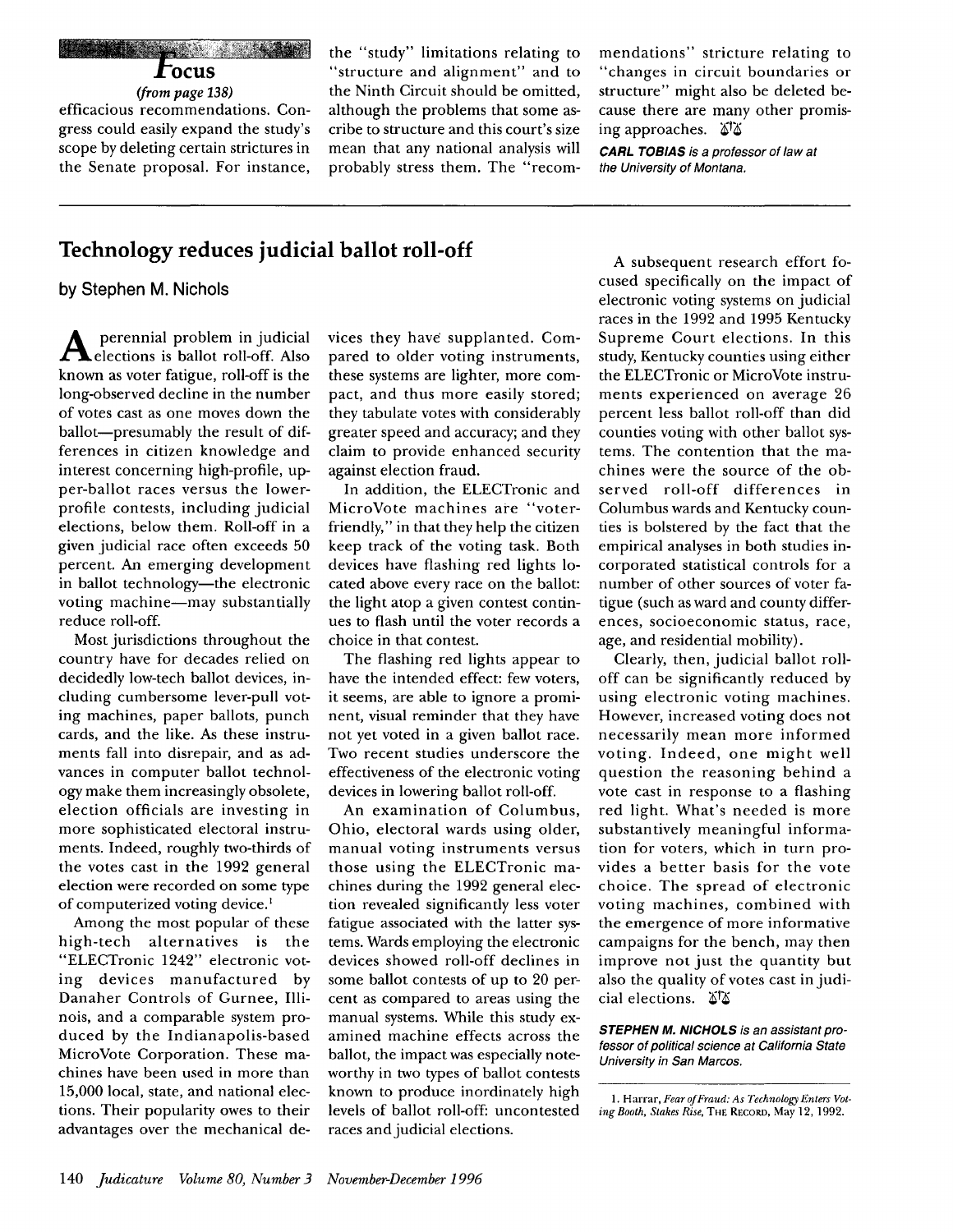# Focus

*(from page 138)*

efficacious recommendations. Congress could easily expand the study's scope by deleting certain strictures in the Senate proposal. For instance, the "study" limitations relating to "structure and alignment" and to the Ninth Circuit should be omitted, although the problems that some ascribe to structure and this court's size mean that any national analysis will probably stress them. The "recommendations" stricture relating to "changes in circuit boundaries or structure" might also be deleted because there are many other promising approaches.

***CARL TOBIAS** is a professor of law at the University of Montana.*

---

## Technology reduces judicial ballot roll-off

**by Stephen M. Nichols**

A perennial problem in judicial elections is ballot roll-off. Also known as voter fatigue, roll-off is the long-observed decline in the number of votes cast as one moves down the ballot—presumably the result of differences in citizen knowledge and interest concerning high-profile, upper-ballot races versus the lower-profile contests, including judicial elections, below them. Roll-off in a given judicial race often exceeds 50 percent. An emerging development in ballot technology—the electronic voting machine—may substantially reduce roll-off.

Most jurisdictions throughout the country have for decades relied on decidedly low-tech ballot devices, including cumbersome lever-pull voting machines, paper ballots, punch cards, and the like. As these instruments fall into disrepair, and as advances in computer ballot technology make them increasingly obsolete, election officials are investing in more sophisticated electoral instruments. Indeed, roughly two-thirds of the votes cast in the 1992 general election were recorded on some type of computerized voting device.[1]

Among the most popular of these high-tech alternatives is the "ELECTronic 1242" electronic voting devices manufactured by Danaher Controls of Gurnee, Illinois, and a comparable system produced by the Indianapolis-based MicroVote Corporation. These machines have been used in more than 15,000 local, state, and national elections. Their popularity owes to their advantages over the mechanical devices they have supplanted. Compared to older voting instruments, these systems are lighter, more compact, and thus more easily stored; they tabulate votes with considerably greater speed and accuracy; and they claim to provide enhanced security against election fraud.

In addition, the ELECTronic and MicroVote machines are "voter-friendly," in that they help the citizen keep track of the voting task. Both devices have flashing red lights located above every race on the ballot: the light atop a given contest continues to flash until the voter records a choice in that contest.

The flashing red lights appear to have the intended effect: few voters, it seems, are able to ignore a prominent, visual reminder that they have not yet voted in a given ballot race. Two recent studies underscore the effectiveness of the electronic voting devices in lowering ballot roll-off.

An examination of Columbus, Ohio, electoral wards using older, manual voting instruments versus those using the ELECTronic machines during the 1992 general election revealed significantly less voter fatigue associated with the latter systems. Wards employing the electronic devices showed roll-off declines in some ballot contests of up to 20 percent as compared to areas using the manual systems. While this study examined machine effects across the ballot, the impact was especially noteworthy in two types of ballot contests known to produce inordinately high levels of ballot roll-off: uncontested races and judicial elections.

A subsequent research effort focused specifically on the impact of electronic voting systems on judicial races in the 1992 and 1995 Kentucky Supreme Court elections. In this study, Kentucky counties using either the ELECTronic or MicroVote instruments experienced on average 26 percent less ballot roll-off than did counties voting with other ballot systems. The contention that the machines were the source of the observed roll-off differences in Columbus wards and Kentucky counties is bolstered by the fact that the empirical analyses in both studies incorporated statistical controls for a number of other sources of voter fatigue (such as ward and county differences, socioeconomic status, race, age, and residential mobility).

Clearly, then, judicial ballot roll-off can be significantly reduced by using electronic voting machines. However, increased voting does not necessarily mean more informed voting. Indeed, one might well question the reasoning behind a vote cast in response to a flashing red light. What's needed is more substantively meaningful information for voters, which in turn provides a better basis for the vote choice. The spread of electronic voting machines, combined with the emergence of more informative campaigns for the bench, may then improve not just the quantity but also the quality of votes cast in judicial elections.

***STEPHEN M. NICHOLS** is an assistant professor of political science at California State University in San Marcos.*

---

1. Harrar, *Fear of Fraud: As Technology Enters Voting Booth, Stakes Rise*, THE RECORD, May 12, 1992.